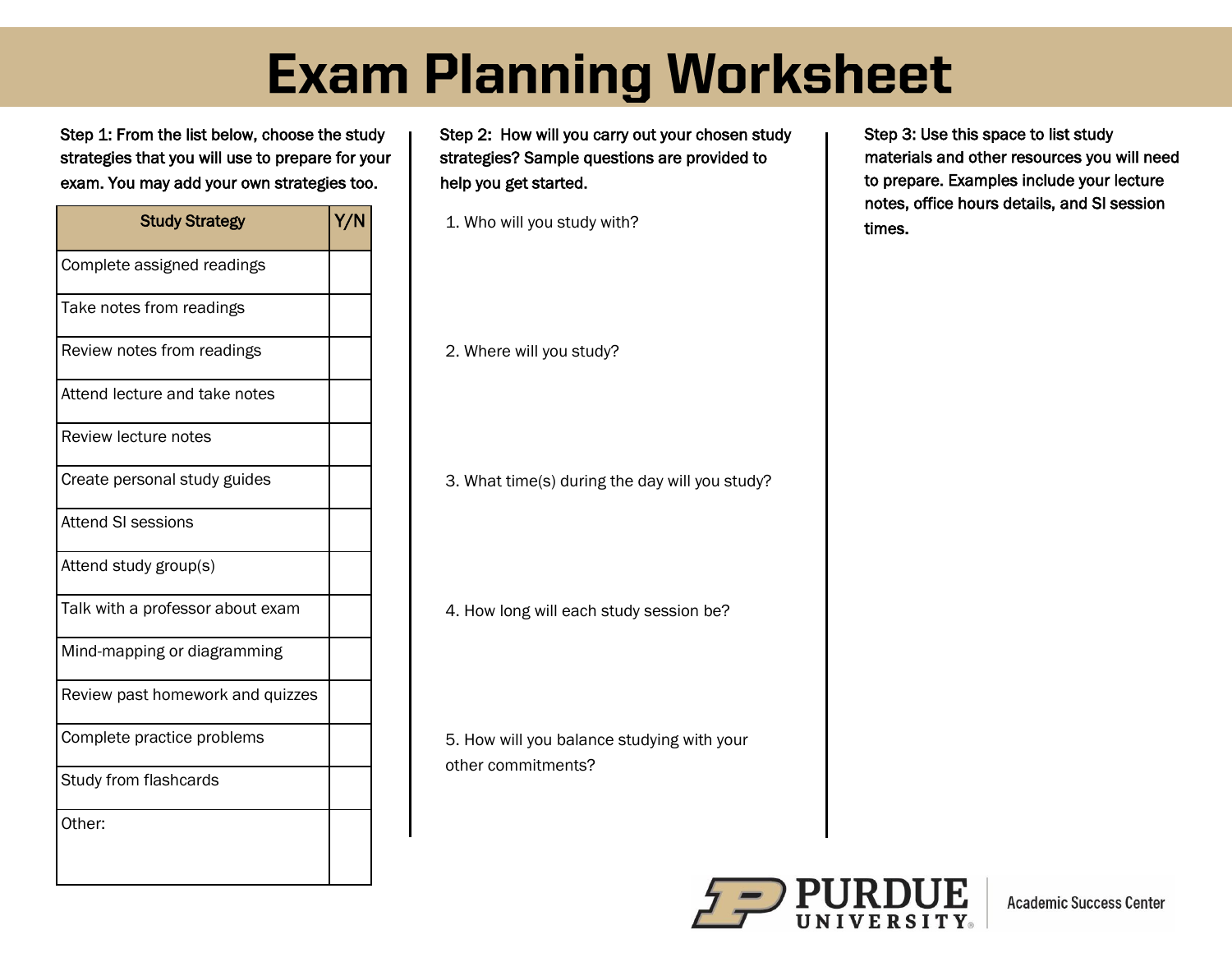# Exam Planning Worksheet

**Step 1: From the list below, choose the study strategies that you will use to prepare for your exam. You may add your own strategies too.**

| Study Strategy | Y/N |
|---|---|
| Complete assigned readings | |
| Take notes from readings | |
| Review notes from readings | |
| Attend lecture and take notes | |
| Review lecture notes | |
| Create personal study guides | |
| Attend SI sessions | |
| Attend study group(s) | |
| Talk with a professor about exam | |
| Mind-mapping or diagramming | |
| Review past homework and quizzes | |
| Complete practice problems | |
| Study from flashcards | |
| Other: | |

**Step 2: How will you carry out your chosen study strategies? Sample questions are provided to help you get started.**

1. Who will you study with?

2. Where will you study?

3. What time(s) during the day will you study?

4. How long will each study session be?

5. How will you balance studying with your other commitments?

**Step 3: Use this space to list study materials and other resources you will need to prepare. Examples include your lecture notes, office hours details, and SI session times.**

Purdue University | Academic Success Center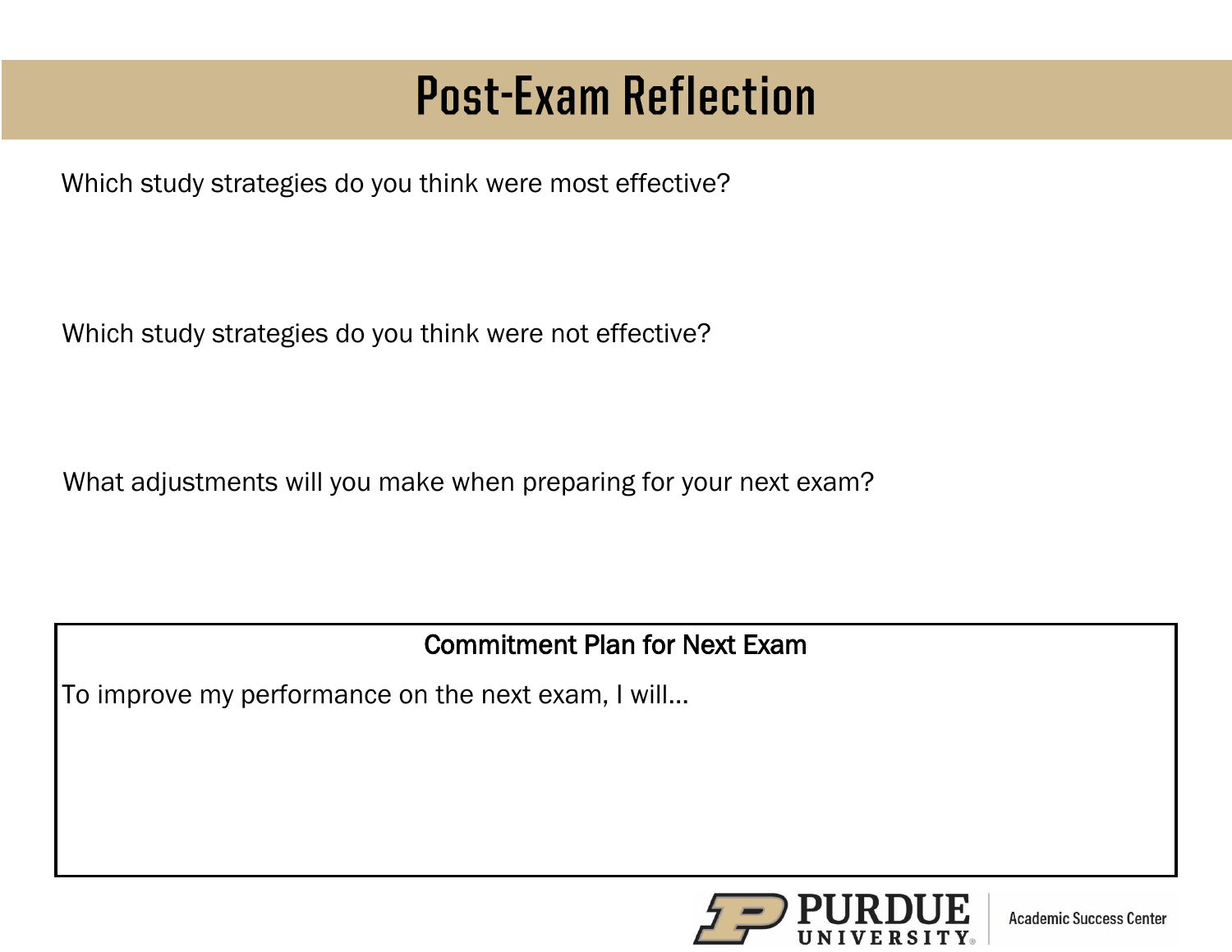# Post-Exam Reflection

Which study strategies do you think were most effective?

Which study strategies do you think were not effective?

What adjustments will you make when preparing for your next exam?

## Commitment Plan for Next Exam

To improve my performance on the next exam, I will…

PURDUE UNIVERSITY | Academic Success Center